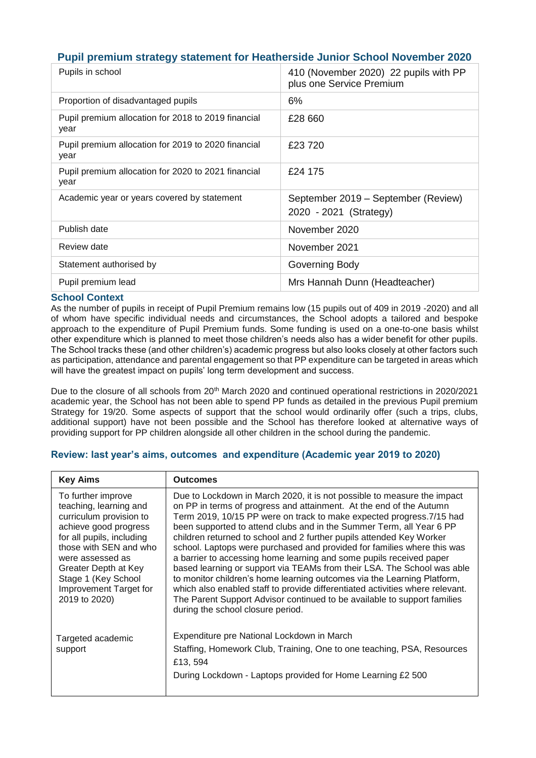## Pupil premium strategy statement for Heatherside Junior School November 2020

| | |
|---|---|
| Pupils in school | 410 (November 2020) 22 pupils with PP plus one Service Premium |
| Proportion of disadvantaged pupils | 6% |
| Pupil premium allocation for 2018 to 2019 financial year | £28 660 |
| Pupil premium allocation for 2019 to 2020 financial year | £23 720 |
| Pupil premium allocation for 2020 to 2021 financial year | £24 175 |
| Academic year or years covered by statement | September 2019 – September (Review) 2020 - 2021 (Strategy) |
| Publish date | November 2020 |
| Review date | November 2021 |
| Statement authorised by | Governing Body |
| Pupil premium lead | Mrs Hannah Dunn (Headteacher) |

### School Context

As the number of pupils in receipt of Pupil Premium remains low (15 pupils out of 409 in 2019 -2020) and all of whom have specific individual needs and circumstances, the School adopts a tailored and bespoke approach to the expenditure of Pupil Premium funds. Some funding is used on a one-to-one basis whilst other expenditure which is planned to meet those children's needs also has a wider benefit for other pupils. The School tracks these (and other children's) academic progress but also looks closely at other factors such as participation, attendance and parental engagement so that PP expenditure can be targeted in areas which will have the greatest impact on pupils' long term development and success.

Due to the closure of all schools from 20th March 2020 and continued operational restrictions in 2020/2021 academic year, the School has not been able to spend PP funds as detailed in the previous Pupil premium Strategy for 19/20. Some aspects of support that the school would ordinarily offer (such a trips, clubs, additional support) have not been possible and the School has therefore looked at alternative ways of providing support for PP children alongside all other children in the school during the pandemic.

### Review: last year's aims, outcomes and expenditure (Academic year 2019 to 2020)

| Key Aims | Outcomes |
|---|---|
| To further improve teaching, learning and curriculum provision to achieve good progress for all pupils, including those with SEN and who were assessed as Greater Depth at Key Stage 1 (Key School Improvement Target for 2019 to 2020) | Due to Lockdown in March 2020, it is not possible to measure the impact on PP in terms of progress and attainment. At the end of the Autumn Term 2019, 10/15 PP were on track to make expected progress.7/15 had been supported to attend clubs and in the Summer Term, all Year 6 PP children returned to school and 2 further pupils attended Key Worker school. Laptops were purchased and provided for families where this was a barrier to accessing home learning and some pupils received paper based learning or support via TEAMs from their LSA. The School was able to monitor children's home learning outcomes via the Learning Platform, which also enabled staff to provide differentiated activities where relevant. The Parent Support Advisor continued to be available to support families during the school closure period. |
| Targeted academic support | Expenditure pre National Lockdown in March<br>Staffing, Homework Club, Training, One to one teaching, PSA, Resources £13, 594<br>During Lockdown - Laptops provided for Home Learning £2 500 |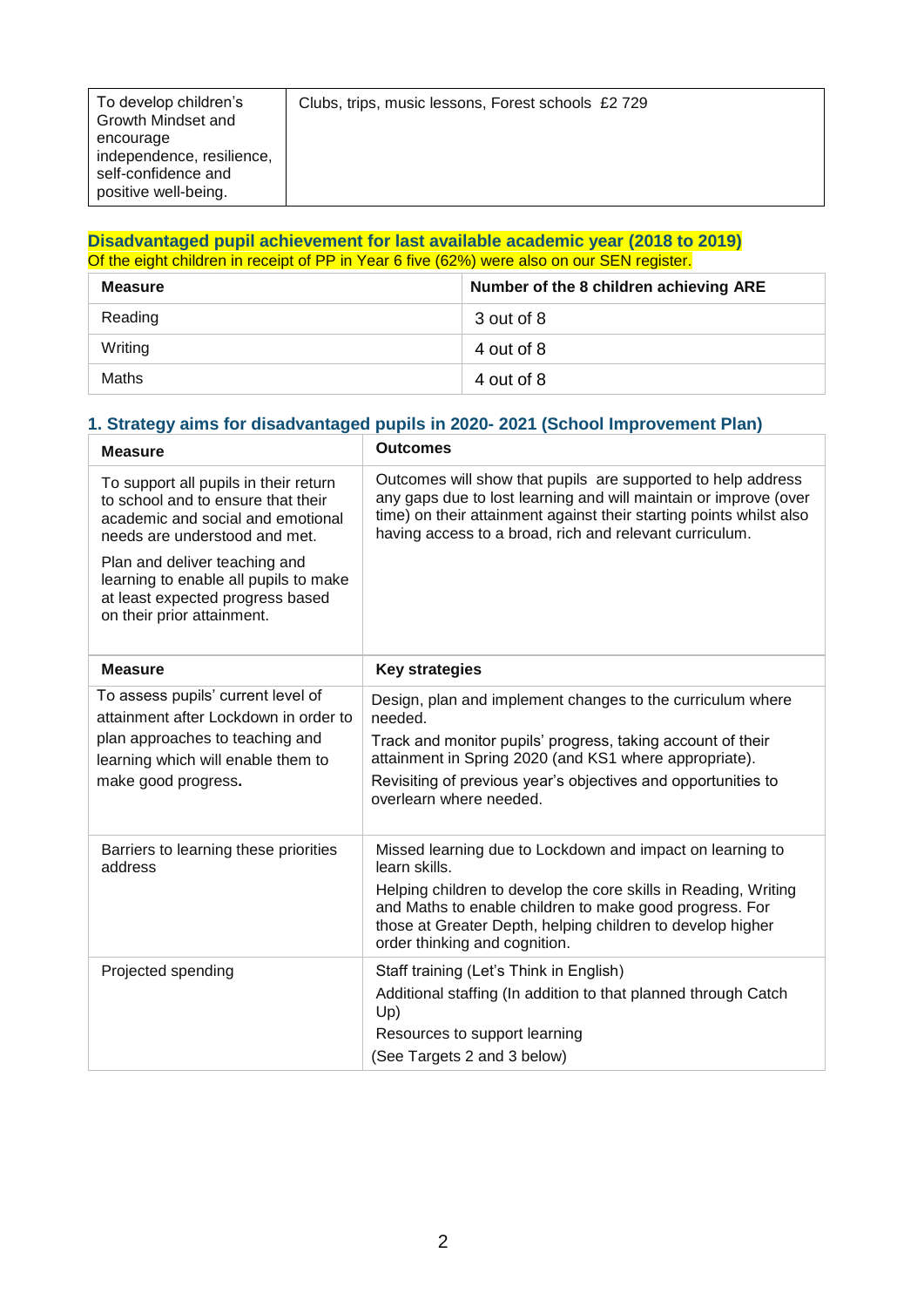| To develop children's Growth Mindset and encourage independence, resilience, self-confidence and positive well-being. | Clubs, trips, music lessons, Forest schools £2 729 |
|---|---|

## Disadvantaged pupil achievement for last available academic year (2018 to 2019)

Of the eight children in receipt of PP in Year 6 five (62%) were also on our SEN register.

| Measure | Number of the 8 children achieving ARE |
|---|---|
| Reading | 3 out of 8 |
| Writing | 4 out of 8 |
| Maths | 4 out of 8 |

## 1. Strategy aims for disadvantaged pupils in 2020- 2021 (School Improvement Plan)

| Measure | Outcomes |
|---|---|
| To support all pupils in their return to school and to ensure that their academic and social and emotional needs are understood and met.<br><br>Plan and deliver teaching and learning to enable all pupils to make at least expected progress based on their prior attainment. | Outcomes will show that pupils are supported to help address any gaps due to lost learning and will maintain or improve (over time) on their attainment against their starting points whilst also having access to a broad, rich and relevant curriculum. |
| **Measure** | **Key strategies** |
| To assess pupils' current level of attainment after Lockdown in order to plan approaches to teaching and learning which will enable them to make good progress. | Design, plan and implement changes to the curriculum where needed.<br><br>Track and monitor pupils' progress, taking account of their attainment in Spring 2020 (and KS1 where appropriate).<br><br>Revisiting of previous year's objectives and opportunities to overlearn where needed. |
| Barriers to learning these priorities address | Missed learning due to Lockdown and impact on learning to learn skills.<br><br>Helping children to develop the core skills in Reading, Writing and Maths to enable children to make good progress. For those at Greater Depth, helping children to develop higher order thinking and cognition. |
| Projected spending | Staff training (Let's Think in English)<br><br>Additional staffing (In addition to that planned through Catch Up)<br><br>Resources to support learning<br><br>(See Targets 2 and 3 below) |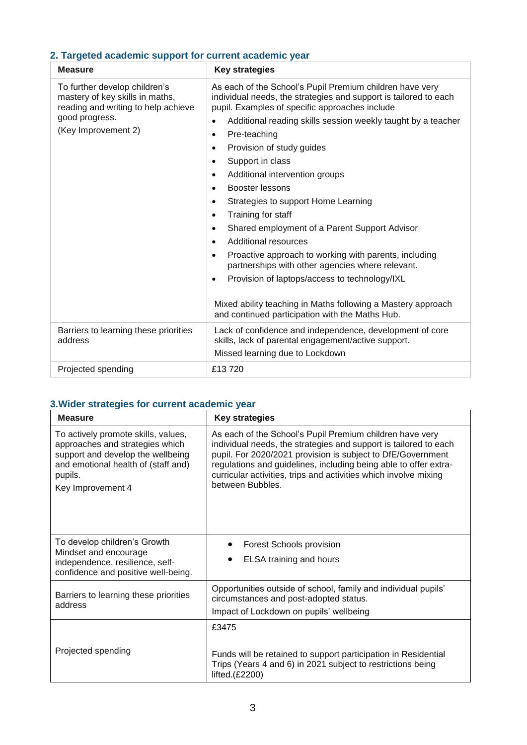## 2. Targeted academic support for current academic year

| Measure | Key strategies |
|---|---|
| To further develop children's mastery of key skills in maths, reading and writing to help achieve good progress.<br>(Key Improvement 2) | As each of the School's Pupil Premium children have very individual needs, the strategies and support is tailored to each pupil. Examples of specific approaches include<br>• Additional reading skills session weekly taught by a teacher<br>• Pre-teaching<br>• Provision of study guides<br>• Support in class<br>• Additional intervention groups<br>• Booster lessons<br>• Strategies to support Home Learning<br>• Training for staff<br>• Shared employment of a Parent Support Advisor<br>• Additional resources<br>• Proactive approach to working with parents, including partnerships with other agencies where relevant.<br>• Provision of laptops/access to technology/IXL<br><br>Mixed ability teaching in Maths following a Mastery approach and continued participation with the Maths Hub. |
| Barriers to learning these priorities address | Lack of confidence and independence, development of core skills, lack of parental engagement/active support.<br>Missed learning due to Lockdown |
| Projected spending | £13 720 |

## 3.Wider strategies for current academic year

| Measure | Key strategies |
|---|---|
| To actively promote skills, values, approaches and strategies which support and develop the wellbeing and emotional health of (staff and) pupils.<br>Key Improvement 4 | As each of the School's Pupil Premium children have very individual needs, the strategies and support is tailored to each pupil. For 2020/2021 provision is subject to DfE/Government regulations and guidelines, including being able to offer extra-curricular activities, trips and activities which involve mixing between Bubbles. |
| To develop children's Growth Mindset and encourage independence, resilience, self-confidence and positive well-being. | • Forest Schools provision<br>• ELSA training and hours |
| Barriers to learning these priorities address | Opportunities outside of school, family and individual pupils' circumstances and post-adopted status.<br>Impact of Lockdown on pupils' wellbeing |
| Projected spending | £3475<br><br>Funds will be retained to support participation in Residential Trips (Years 4 and 6) in 2021 subject to restrictions being lifted.(£2200) |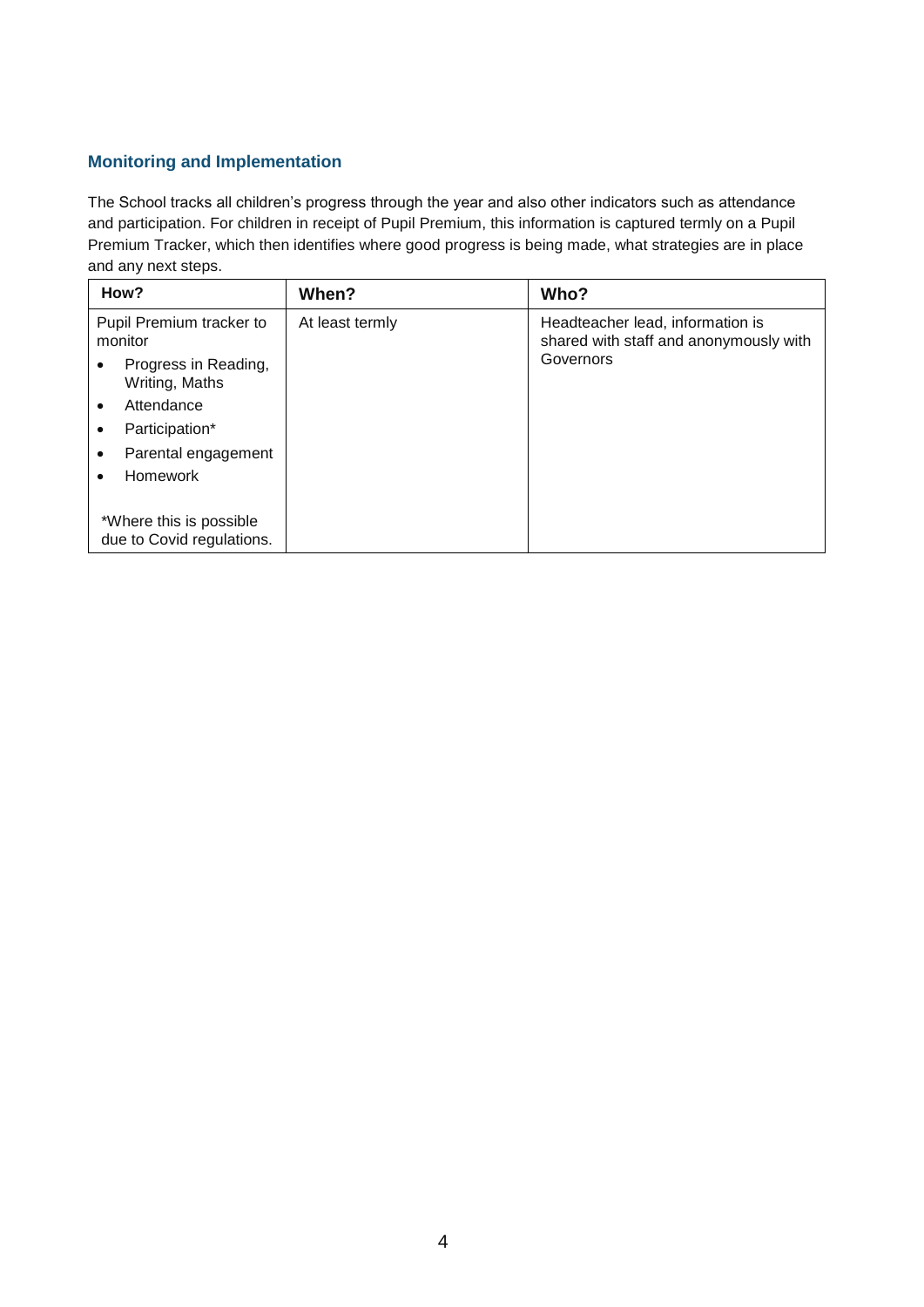### Monitoring and Implementation

The School tracks all children's progress through the year and also other indicators such as attendance and participation. For children in receipt of Pupil Premium, this information is captured termly on a Pupil Premium Tracker, which then identifies where good progress is being made, what strategies are in place and any next steps.

| How? | When? | Who? |
| --- | --- | --- |
| Pupil Premium tracker to monitor<br>• Progress in Reading, Writing, Maths<br>• Attendance<br>• Participation*<br>• Parental engagement<br>• Homework<br><br>*Where this is possible due to Covid regulations. | At least termly | Headteacher lead, information is shared with staff and anonymously with Governors |